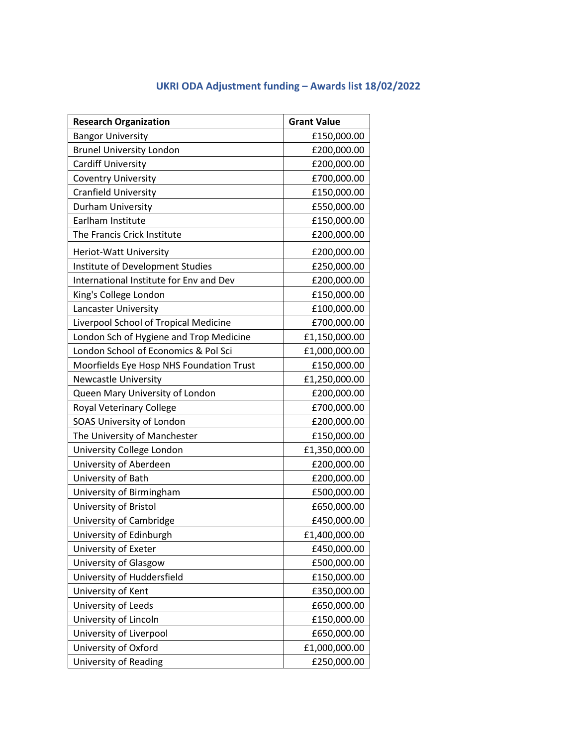## UKRI ODA Adjustment funding – Awards list 18/02/2022

| Research Organization | Grant Value |
|---|---|
| Bangor University | £150,000.00 |
| Brunel University London | £200,000.00 |
| Cardiff University | £200,000.00 |
| Coventry University | £700,000.00 |
| Cranfield University | £150,000.00 |
| Durham University | £550,000.00 |
| Earlham Institute | £150,000.00 |
| The Francis Crick Institute | £200,000.00 |
| Heriot-Watt University | £200,000.00 |
| Institute of Development Studies | £250,000.00 |
| International Institute for Env and Dev | £200,000.00 |
| King's College London | £150,000.00 |
| Lancaster University | £100,000.00 |
| Liverpool School of Tropical Medicine | £700,000.00 |
| London Sch of Hygiene and Trop Medicine | £1,150,000.00 |
| London School of Economics & Pol Sci | £1,000,000.00 |
| Moorfields Eye Hosp NHS Foundation Trust | £150,000.00 |
| Newcastle University | £1,250,000.00 |
| Queen Mary University of London | £200,000.00 |
| Royal Veterinary College | £700,000.00 |
| SOAS University of London | £200,000.00 |
| The University of Manchester | £150,000.00 |
| University College London | £1,350,000.00 |
| University of Aberdeen | £200,000.00 |
| University of Bath | £200,000.00 |
| University of Birmingham | £500,000.00 |
| University of Bristol | £650,000.00 |
| University of Cambridge | £450,000.00 |
| University of Edinburgh | £1,400,000.00 |
| University of Exeter | £450,000.00 |
| University of Glasgow | £500,000.00 |
| University of Huddersfield | £150,000.00 |
| University of Kent | £350,000.00 |
| University of Leeds | £650,000.00 |
| University of Lincoln | £150,000.00 |
| University of Liverpool | £650,000.00 |
| University of Oxford | £1,000,000.00 |
| University of Reading | £250,000.00 |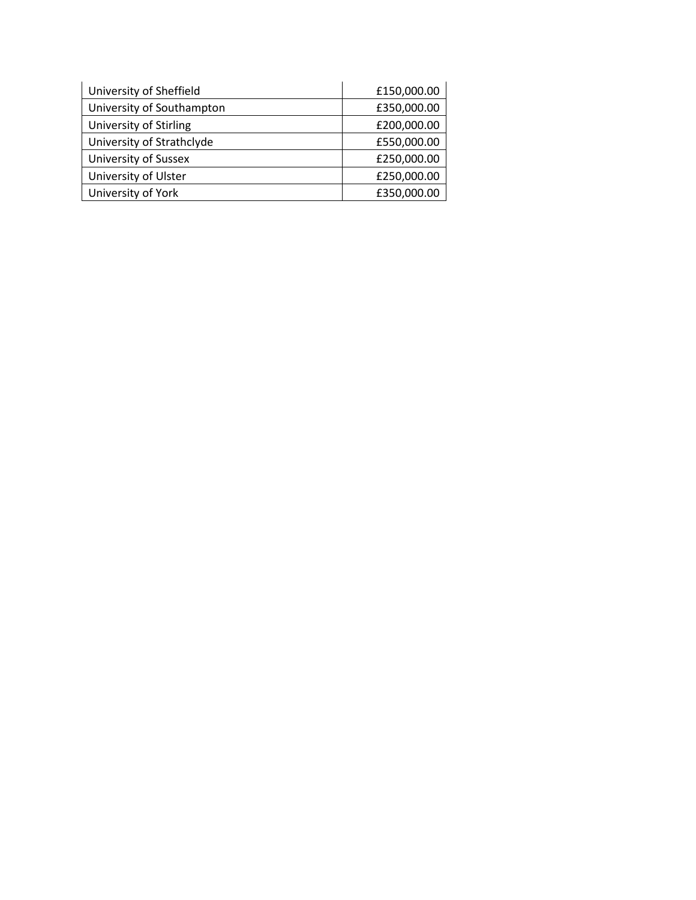| | |
|---|---|
| University of Sheffield | £150,000.00 |
| University of Southampton | £350,000.00 |
| University of Stirling | £200,000.00 |
| University of Strathclyde | £550,000.00 |
| University of Sussex | £250,000.00 |
| University of Ulster | £250,000.00 |
| University of York | £350,000.00 |